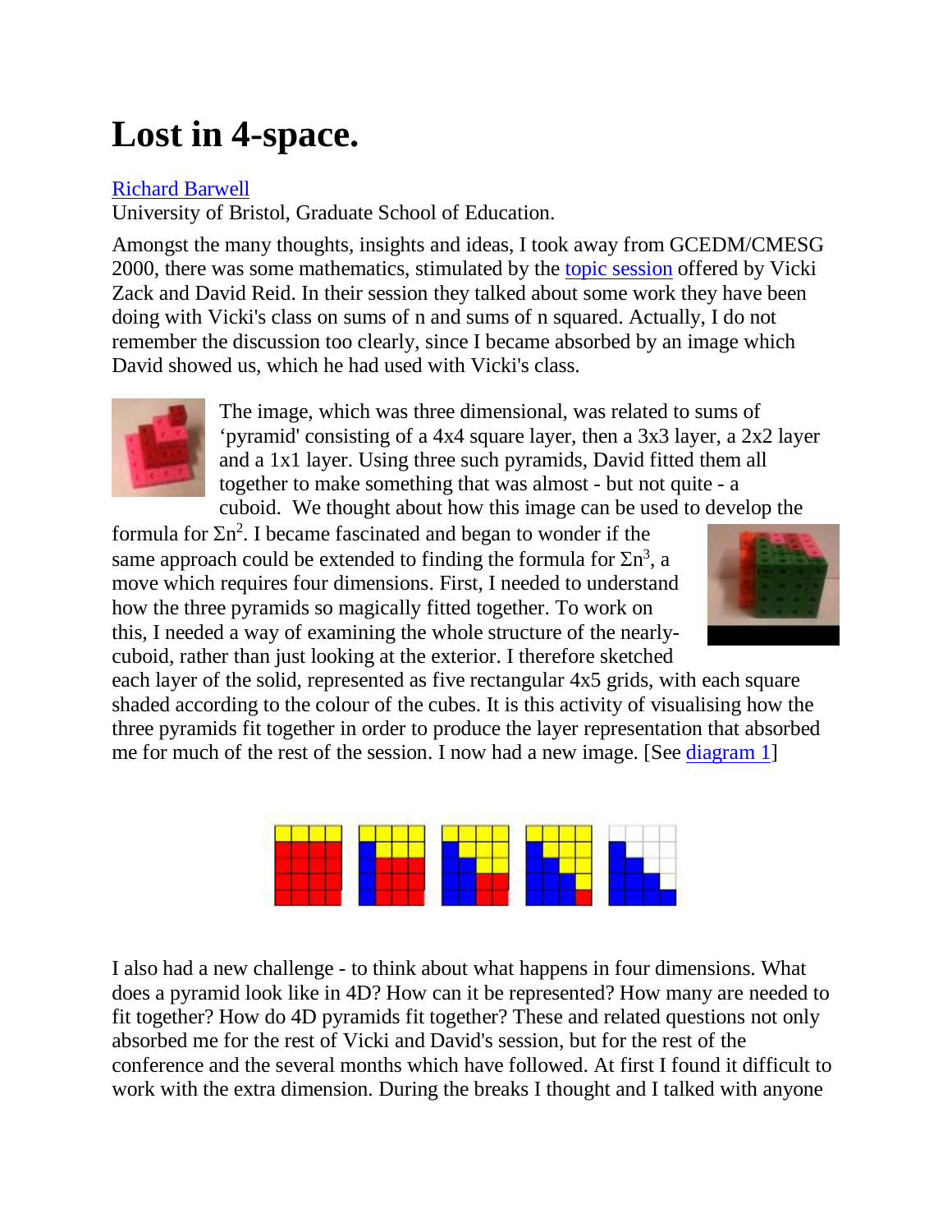# Lost in 4-space.

Richard Barwell
University of Bristol, Graduate School of Education.

Amongst the many thoughts, insights and ideas, I took away from GCEDM/CMESG 2000, there was some mathematics, stimulated by the topic session offered by Vicki Zack and David Reid. In their session they talked about some work they have been doing with Vicki's class on sums of n and sums of n squared. Actually, I do not remember the discussion too clearly, since I became absorbed by an image which David showed us, which he had used with Vicki's class.

The image, which was three dimensional, was related to sums of 'pyramid' consisting of a 4x4 square layer, then a 3x3 layer, a 2x2 layer and a 1x1 layer. Using three such pyramids, David fitted them all together to make something that was almost - but not quite - a cuboid. We thought about how this image can be used to develop the formula for $\Sigma n^2$. I became fascinated and began to wonder if the same approach could be extended to finding the formula for $\Sigma n^3$, a move which requires four dimensions. First, I needed to understand how the three pyramids so magically fitted together. To work on this, I needed a way of examining the whole structure of the nearly-cuboid, rather than just looking at the exterior. I therefore sketched each layer of the solid, represented as five rectangular 4x5 grids, with each square shaded according to the colour of the cubes. It is this activity of visualising how the three pyramids fit together in order to produce the layer representation that absorbed me for much of the rest of the session. I now had a new image. [See diagram 1]

I also had a new challenge - to think about what happens in four dimensions. What does a pyramid look like in 4D? How can it be represented? How many are needed to fit together? How do 4D pyramids fit together? These and related questions not only absorbed me for the rest of Vicki and David's session, but for the rest of the conference and the several months which have followed. At first I found it difficult to work with the extra dimension. During the breaks I thought and I talked with anyone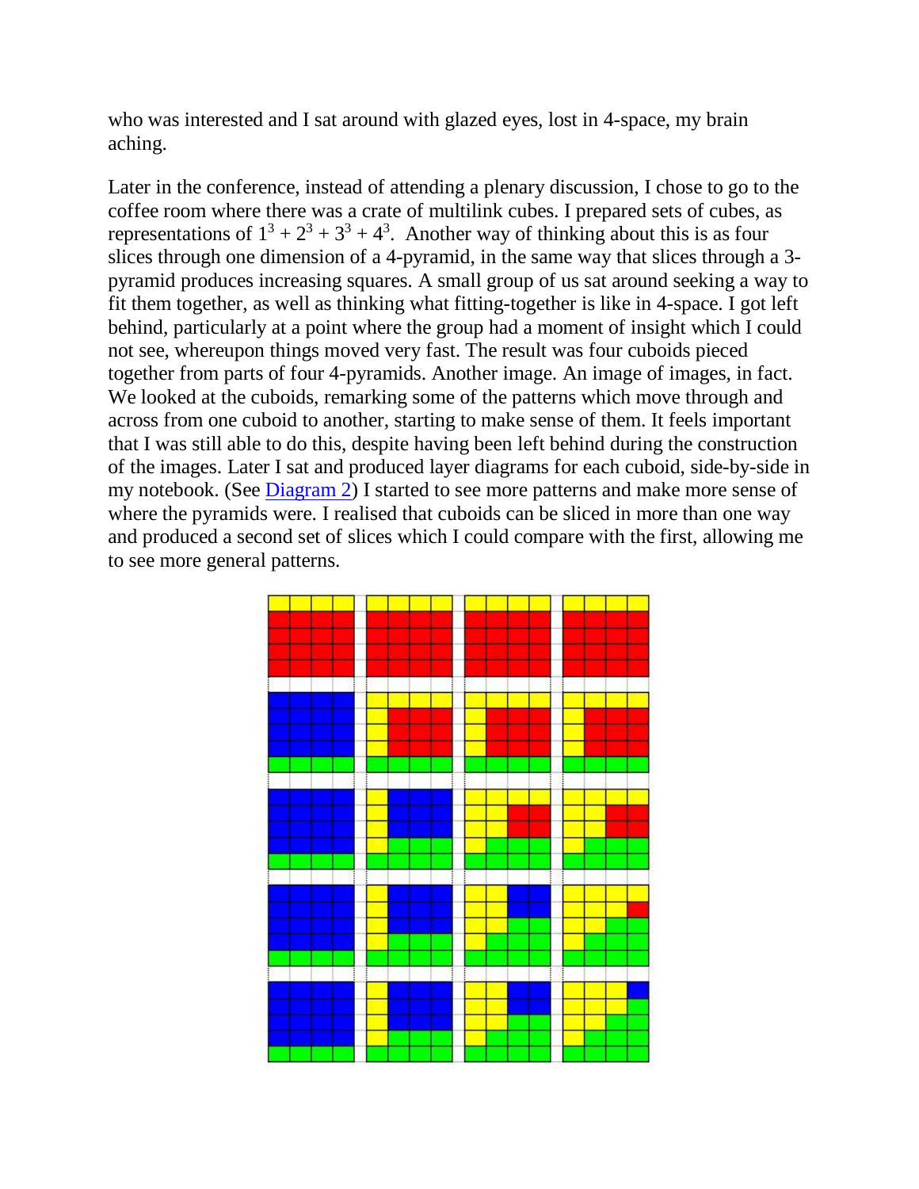who was interested and I sat around with glazed eyes, lost in 4-space, my brain aching.

Later in the conference, instead of attending a plenary discussion, I chose to go to the coffee room where there was a crate of multilink cubes. I prepared sets of cubes, as representations of $1^3 + 2^3 + 3^3 + 4^3$. Another way of thinking about this is as four slices through one dimension of a 4-pyramid, in the same way that slices through a 3-pyramid produces increasing squares. A small group of us sat around seeking a way to fit them together, as well as thinking what fitting-together is like in 4-space. I got left behind, particularly at a point where the group had a moment of insight which I could not see, whereupon things moved very fast. The result was four cuboids pieced together from parts of four 4-pyramids. Another image. An image of images, in fact. We looked at the cuboids, remarking some of the patterns which move through and across from one cuboid to another, starting to make sense of them. It feels important that I was still able to do this, despite having been left behind during the construction of the images. Later I sat and produced layer diagrams for each cuboid, side-by-side in my notebook. (See Diagram 2) I started to see more patterns and make more sense of where the pyramids were. I realised that cuboids can be sliced in more than one way and produced a second set of slices which I could compare with the first, allowing me to see more general patterns.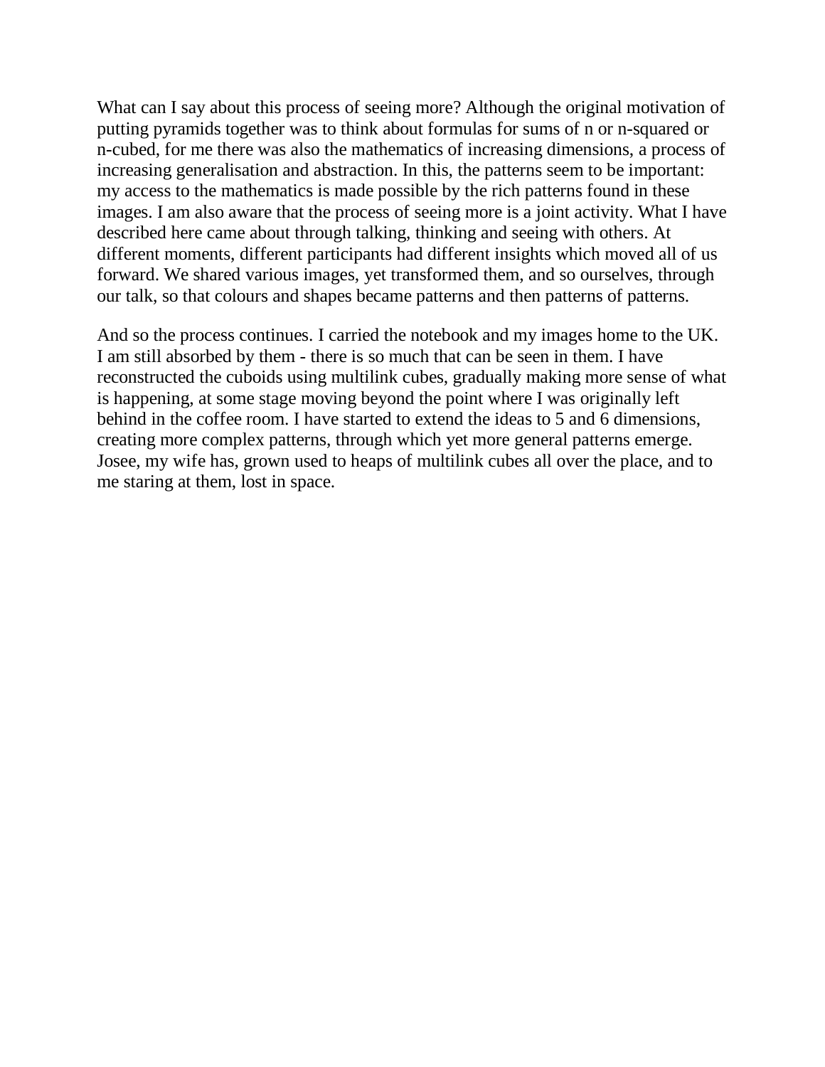What can I say about this process of seeing more? Although the original motivation of putting pyramids together was to think about formulas for sums of n or n-squared or n-cubed, for me there was also the mathematics of increasing dimensions, a process of increasing generalisation and abstraction. In this, the patterns seem to be important: my access to the mathematics is made possible by the rich patterns found in these images. I am also aware that the process of seeing more is a joint activity. What I have described here came about through talking, thinking and seeing with others. At different moments, different participants had different insights which moved all of us forward. We shared various images, yet transformed them, and so ourselves, through our talk, so that colours and shapes became patterns and then patterns of patterns.

And so the process continues. I carried the notebook and my images home to the UK. I am still absorbed by them - there is so much that can be seen in them. I have reconstructed the cuboids using multilink cubes, gradually making more sense of what is happening, at some stage moving beyond the point where I was originally left behind in the coffee room. I have started to extend the ideas to 5 and 6 dimensions, creating more complex patterns, through which yet more general patterns emerge. Josee, my wife has, grown used to heaps of multilink cubes all over the place, and to me staring at them, lost in space.